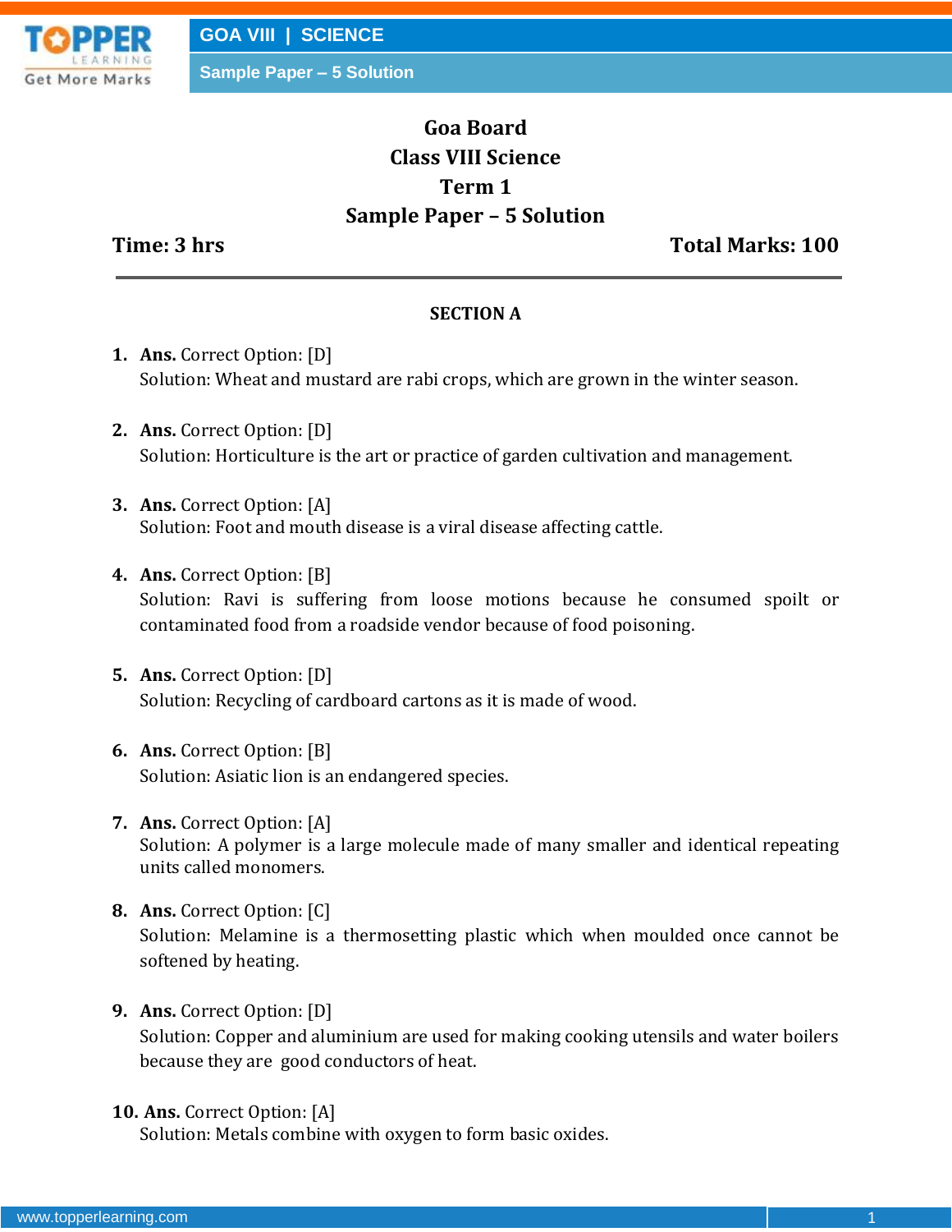# Goa Board
# Class VIII Science
# Term 1
# Sample Paper – 5 Solution

**Time: 3 hrs** **Total Marks: 100**

---

## SECTION A

1. **Ans.** Correct Option: [D]
   Solution: Wheat and mustard are rabi crops, which are grown in the winter season.

2. **Ans.** Correct Option: [D]
   Solution: Horticulture is the art or practice of garden cultivation and management.

3. **Ans.** Correct Option: [A]
   Solution: Foot and mouth disease is a viral disease affecting cattle.

4. **Ans.** Correct Option: [B]
   Solution: Ravi is suffering from loose motions because he consumed spoilt or contaminated food from a roadside vendor because of food poisoning.

5. **Ans.** Correct Option: [D]
   Solution: Recycling of cardboard cartons as it is made of wood.

6. **Ans.** Correct Option: [B]
   Solution: Asiatic lion is an endangered species.

7. **Ans.** Correct Option: [A]
   Solution: A polymer is a large molecule made of many smaller and identical repeating units called monomers.

8. **Ans.** Correct Option: [C]
   Solution: Melamine is a thermosetting plastic which when moulded once cannot be softened by heating.

9. **Ans.** Correct Option: [D]
   Solution: Copper and aluminium are used for making cooking utensils and water boilers because they are good conductors of heat.

10. **Ans.** Correct Option: [A]
    Solution: Metals combine with oxygen to form basic oxides.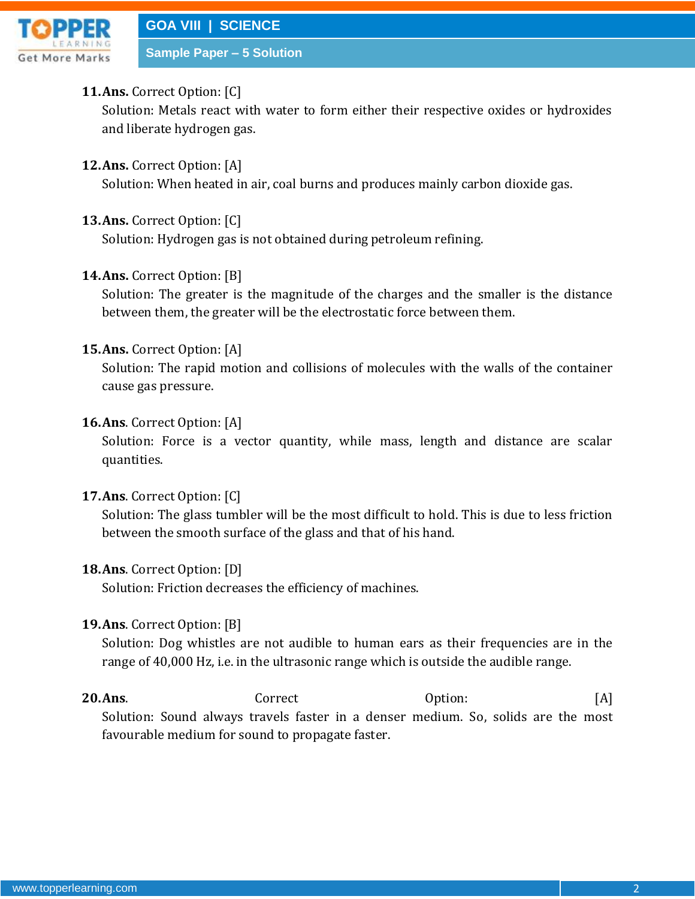**11. Ans.** Correct Option: [C]

Solution: Metals react with water to form either their respective oxides or hydroxides and liberate hydrogen gas.

**12. Ans.** Correct Option: [A]

Solution: When heated in air, coal burns and produces mainly carbon dioxide gas.

**13. Ans.** Correct Option: [C]

Solution: Hydrogen gas is not obtained during petroleum refining.

**14. Ans.** Correct Option: [B]

Solution: The greater is the magnitude of the charges and the smaller is the distance between them, the greater will be the electrostatic force between them.

**15. Ans.** Correct Option: [A]

Solution: The rapid motion and collisions of molecules with the walls of the container cause gas pressure.

**16. Ans**. Correct Option: [A]

Solution: Force is a vector quantity, while mass, length and distance are scalar quantities.

**17. Ans**. Correct Option: [C]

Solution: The glass tumbler will be the most difficult to hold. This is due to less friction between the smooth surface of the glass and that of his hand.

**18. Ans**. Correct Option: [D]

Solution: Friction decreases the efficiency of machines.

**19. Ans**. Correct Option: [B]

Solution: Dog whistles are not audible to human ears as their frequencies are in the range of 40,000 Hz, i.e. in the ultrasonic range which is outside the audible range.

**20. Ans**. Correct Option: [A]

Solution: Sound always travels faster in a denser medium. So, solids are the most favourable medium for sound to propagate faster.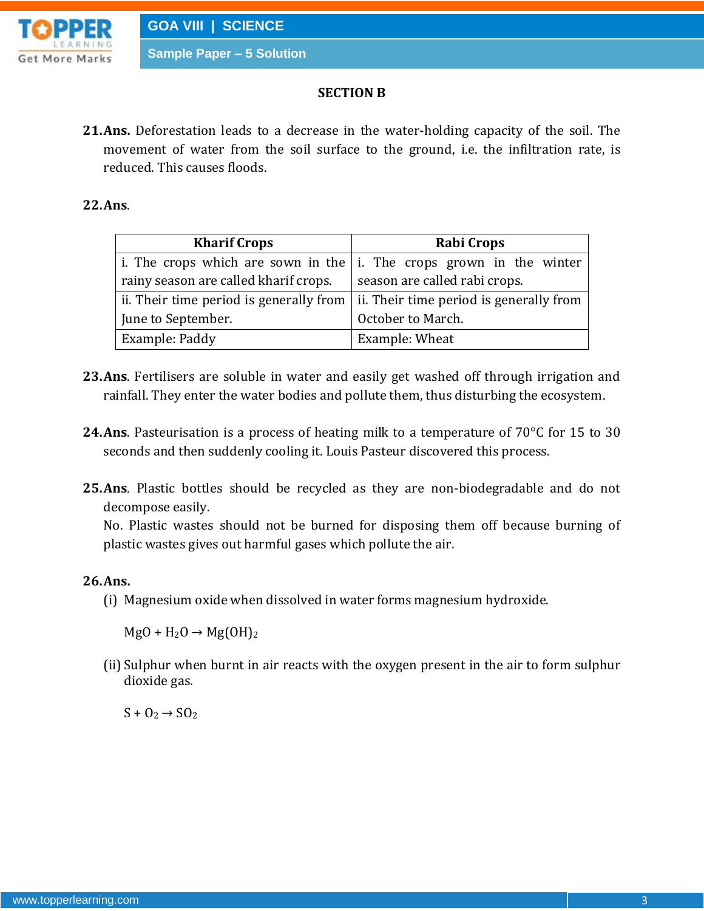## SECTION B

**21. Ans.** Deforestation leads to a decrease in the water-holding capacity of the soil. The movement of water from the soil surface to the ground, i.e. the infiltration rate, is reduced. This causes floods.

**22. Ans.**

| Kharif Crops | Rabi Crops |
|---|---|
| i. The crops which are sown in the rainy season are called kharif crops. | i. The crops grown in the winter season are called rabi crops. |
| ii. Their time period is generally from June to September. | ii. Their time period is generally from October to March. |
| Example: Paddy | Example: Wheat |

**23. Ans.** Fertilisers are soluble in water and easily get washed off through irrigation and rainfall. They enter the water bodies and pollute them, thus disturbing the ecosystem.

**24. Ans.** Pasteurisation is a process of heating milk to a temperature of 70°C for 15 to 30 seconds and then suddenly cooling it. Louis Pasteur discovered this process.

**25. Ans.** Plastic bottles should be recycled as they are non-biodegradable and do not decompose easily.
No. Plastic wastes should not be burned for disposing them off because burning of plastic wastes gives out harmful gases which pollute the air.

**26. Ans.**

(i) Magnesium oxide when dissolved in water forms magnesium hydroxide.

$$MgO + H_2O \rightarrow Mg(OH)_2$$

(ii) Sulphur when burnt in air reacts with the oxygen present in the air to form sulphur dioxide gas.

$$S + O_2 \rightarrow SO_2$$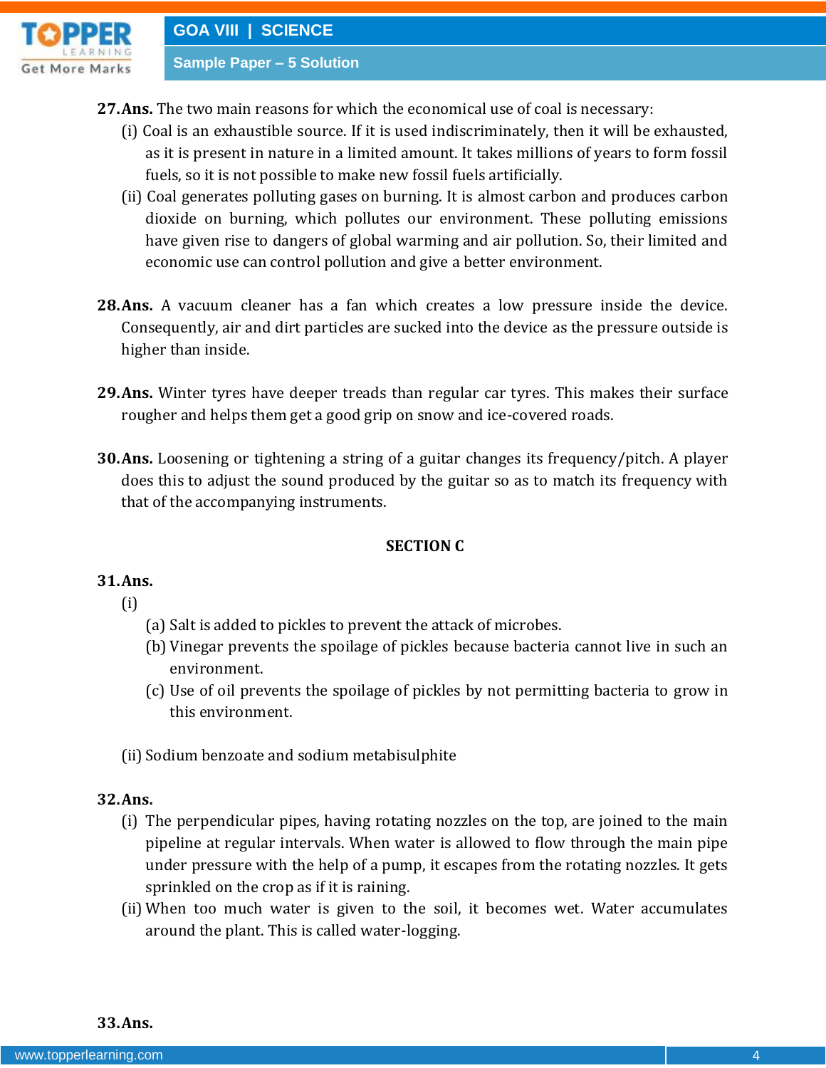**27. Ans.** The two main reasons for which the economical use of coal is necessary:

(i) Coal is an exhaustible source. If it is used indiscriminately, then it will be exhausted, as it is present in nature in a limited amount. It takes millions of years to form fossil fuels, so it is not possible to make new fossil fuels artificially.

(ii) Coal generates polluting gases on burning. It is almost carbon and produces carbon dioxide on burning, which pollutes our environment. These polluting emissions have given rise to dangers of global warming and air pollution. So, their limited and economic use can control pollution and give a better environment.

**28. Ans.** A vacuum cleaner has a fan which creates a low pressure inside the device. Consequently, air and dirt particles are sucked into the device as the pressure outside is higher than inside.

**29. Ans.** Winter tyres have deeper treads than regular car tyres. This makes their surface rougher and helps them get a good grip on snow and ice-covered roads.

**30. Ans.** Loosening or tightening a string of a guitar changes its frequency/pitch. A player does this to adjust the sound produced by the guitar so as to match its frequency with that of the accompanying instruments.

## SECTION C

**31. Ans.**

(i)

(a) Salt is added to pickles to prevent the attack of microbes.

(b) Vinegar prevents the spoilage of pickles because bacteria cannot live in such an environment.

(c) Use of oil prevents the spoilage of pickles by not permitting bacteria to grow in this environment.

(ii) Sodium benzoate and sodium metabisulphite

**32. Ans.**

(i) The perpendicular pipes, having rotating nozzles on the top, are joined to the main pipeline at regular intervals. When water is allowed to flow through the main pipe under pressure with the help of a pump, it escapes from the rotating nozzles. It gets sprinkled on the crop as if it is raining.

(ii) When too much water is given to the soil, it becomes wet. Water accumulates around the plant. This is called water-logging.

**33. Ans.**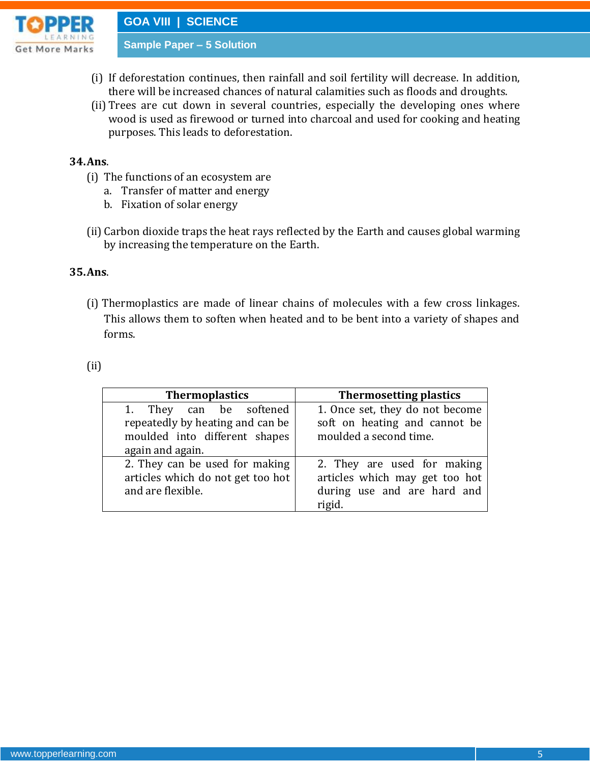(i) If deforestation continues, then rainfall and soil fertility will decrease. In addition, there will be increased chances of natural calamities such as floods and droughts.

(ii) Trees are cut down in several countries, especially the developing ones where wood is used as firewood or turned into charcoal and used for cooking and heating purposes. This leads to deforestation.

**34. Ans.**

(i) The functions of an ecosystem are

a. Transfer of matter and energy
b. Fixation of solar energy

(ii) Carbon dioxide traps the heat rays reflected by the Earth and causes global warming by increasing the temperature on the Earth.

**35. Ans.**

(i) Thermoplastics are made of linear chains of molecules with a few cross linkages. This allows them to soften when heated and to be bent into a variety of shapes and forms.

(ii)

| Thermoplastics | Thermosetting plastics |
|---|---|
| 1. They can be softened repeatedly by heating and can be moulded into different shapes again and again. | 1. Once set, they do not become soft on heating and cannot be moulded a second time. |
| 2. They can be used for making articles which do not get too hot and are flexible. | 2. They are used for making articles which may get too hot during use and are hard and rigid. |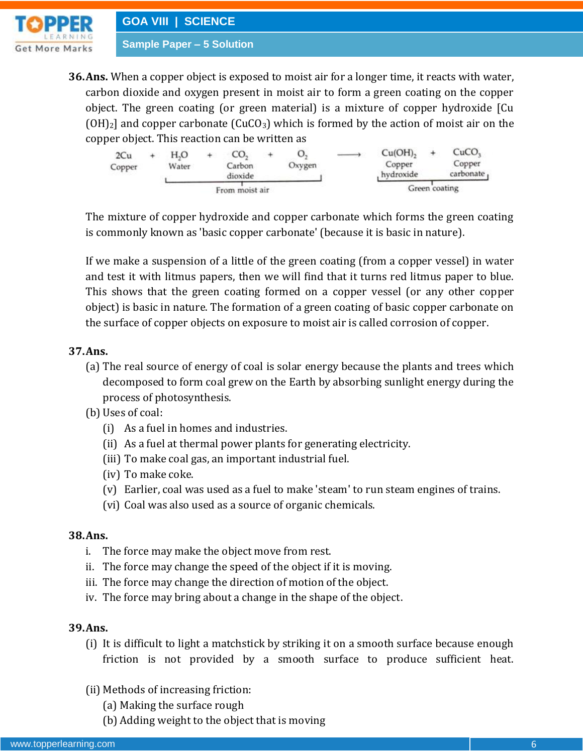**36. Ans.** When a copper object is exposed to moist air for a longer time, it reacts with water, carbon dioxide and oxygen present in moist air to form a green coating on the copper object. The green coating (or green material) is a mixture of copper hydroxide [$Cu(OH)_2$] and copper carbonate ($CuCO_3$) which is formed by the action of moist air on the copper object. This reaction can be written as

$$\underset{\text{Copper}}{2Cu} + \underbrace{\underset{\text{Water}}{H_2O} + \underset{\text{Carbon dioxide}}{CO_2} + \underset{\text{Oxygen}}{O_2}}_{\text{From moist air}} \longrightarrow \underbrace{\underset{\text{Copper hydroxide}}{Cu(OH)_2} + \underset{\text{Copper carbonate}}{CuCO_3}}_{\text{Green coating}}$$

The mixture of copper hydroxide and copper carbonate which forms the green coating is commonly known as 'basic copper carbonate' (because it is basic in nature).

If we make a suspension of a little of the green coating (from a copper vessel) in water and test it with litmus papers, then we will find that it turns red litmus paper to blue. This shows that the green coating formed on a copper vessel (or any other copper object) is basic in nature. The formation of a green coating of basic copper carbonate on the surface of copper objects on exposure to moist air is called corrosion of copper.

**37. Ans.**

(a) The real source of energy of coal is solar energy because the plants and trees which decomposed to form coal grew on the Earth by absorbing sunlight energy during the process of photosynthesis.

(b) Uses of coal:

- (i) As a fuel in homes and industries.
- (ii) As a fuel at thermal power plants for generating electricity.
- (iii) To make coal gas, an important industrial fuel.
- (iv) To make coke.
- (v) Earlier, coal was used as a fuel to make 'steam' to run steam engines of trains.
- (vi) Coal was also used as a source of organic chemicals.

**38. Ans.**

- i. The force may make the object move from rest.
- ii. The force may change the speed of the object if it is moving.
- iii. The force may change the direction of motion of the object.
- iv. The force may bring about a change in the shape of the object.

**39. Ans.**

(i) It is difficult to light a matchstick by striking it on a smooth surface because enough friction is not provided by a smooth surface to produce sufficient heat.

(ii) Methods of increasing friction:

(a) Making the surface rough

(b) Adding weight to the object that is moving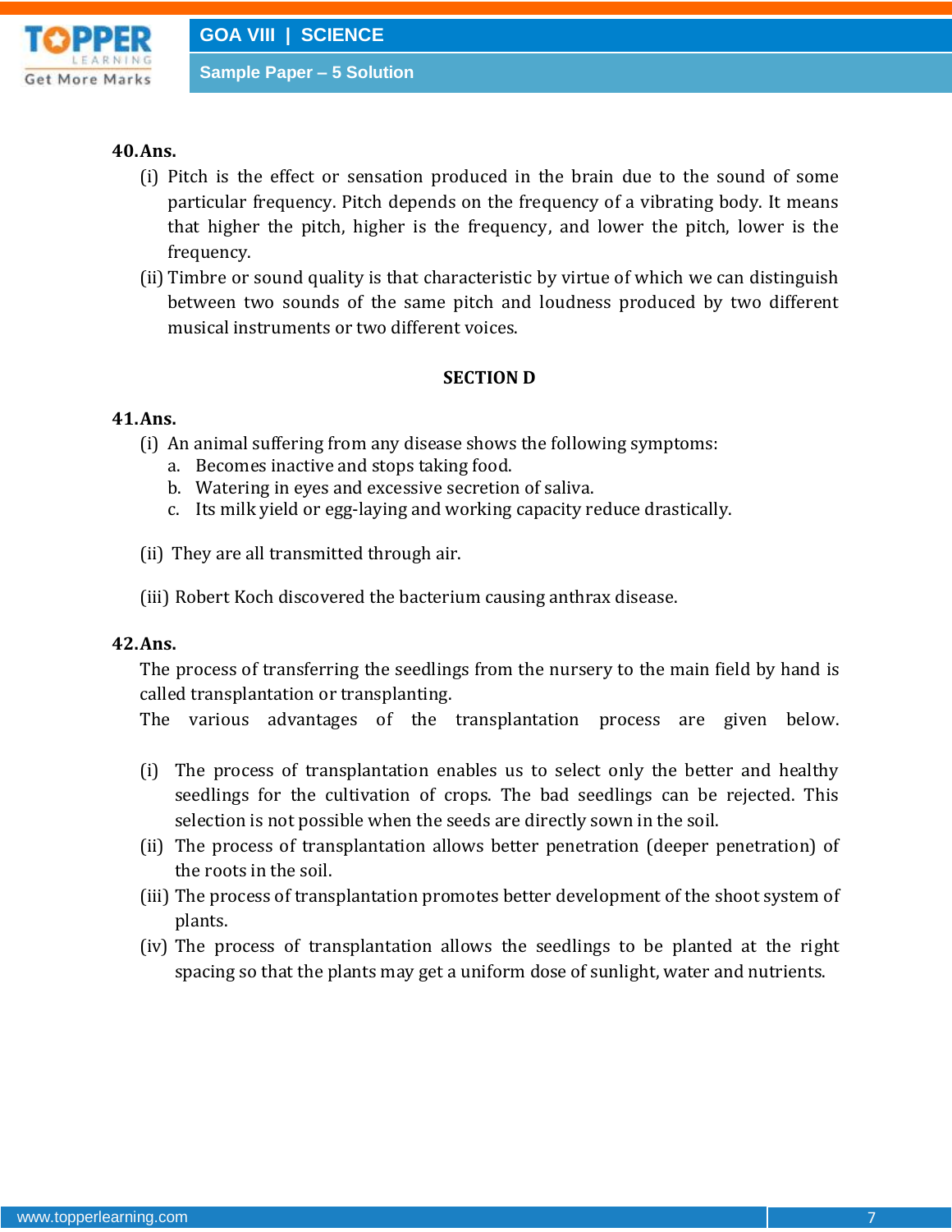**40. Ans.**

(i) Pitch is the effect or sensation produced in the brain due to the sound of some particular frequency. Pitch depends on the frequency of a vibrating body. It means that higher the pitch, higher is the frequency, and lower the pitch, lower is the frequency.

(ii) Timbre or sound quality is that characteristic by virtue of which we can distinguish between two sounds of the same pitch and loudness produced by two different musical instruments or two different voices.

## SECTION D

**41. Ans.**

(i) An animal suffering from any disease shows the following symptoms:

a. Becomes inactive and stops taking food.
b. Watering in eyes and excessive secretion of saliva.
c. Its milk yield or egg-laying and working capacity reduce drastically.

(ii) They are all transmitted through air.

(iii) Robert Koch discovered the bacterium causing anthrax disease.

**42. Ans.**

The process of transferring the seedlings from the nursery to the main field by hand is called transplantation or transplanting.

The various advantages of the transplantation process are given below.

(i) The process of transplantation enables us to select only the better and healthy seedlings for the cultivation of crops. The bad seedlings can be rejected. This selection is not possible when the seeds are directly sown in the soil.

(ii) The process of transplantation allows better penetration (deeper penetration) of the roots in the soil.

(iii) The process of transplantation promotes better development of the shoot system of plants.

(iv) The process of transplantation allows the seedlings to be planted at the right spacing so that the plants may get a uniform dose of sunlight, water and nutrients.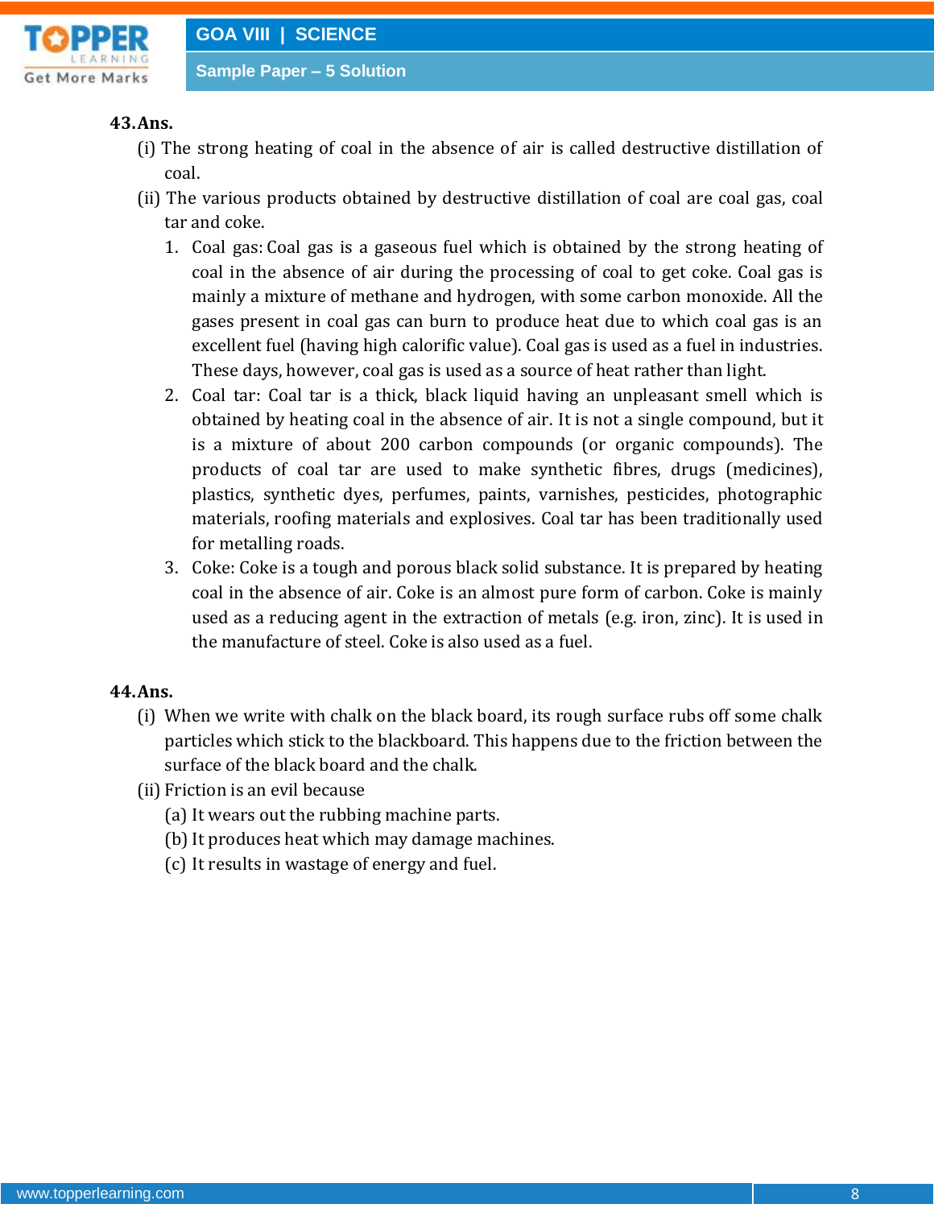**43. Ans.**

(i) The strong heating of coal in the absence of air is called destructive distillation of coal.

(ii) The various products obtained by destructive distillation of coal are coal gas, coal tar and coke.

1. Coal gas: Coal gas is a gaseous fuel which is obtained by the strong heating of coal in the absence of air during the processing of coal to get coke. Coal gas is mainly a mixture of methane and hydrogen, with some carbon monoxide. All the gases present in coal gas can burn to produce heat due to which coal gas is an excellent fuel (having high calorific value). Coal gas is used as a fuel in industries. These days, however, coal gas is used as a source of heat rather than light.
2. Coal tar: Coal tar is a thick, black liquid having an unpleasant smell which is obtained by heating coal in the absence of air. It is not a single compound, but it is a mixture of about 200 carbon compounds (or organic compounds). The products of coal tar are used to make synthetic fibres, drugs (medicines), plastics, synthetic dyes, perfumes, paints, varnishes, pesticides, photographic materials, roofing materials and explosives. Coal tar has been traditionally used for metalling roads.
3. Coke: Coke is a tough and porous black solid substance. It is prepared by heating coal in the absence of air. Coke is an almost pure form of carbon. Coke is mainly used as a reducing agent in the extraction of metals (e.g. iron, zinc). It is used in the manufacture of steel. Coke is also used as a fuel.

**44. Ans.**

(i) When we write with chalk on the black board, its rough surface rubs off some chalk particles which stick to the blackboard. This happens due to the friction between the surface of the black board and the chalk.

(ii) Friction is an evil because

(a) It wears out the rubbing machine parts.

(b) It produces heat which may damage machines.

(c) It results in wastage of energy and fuel.